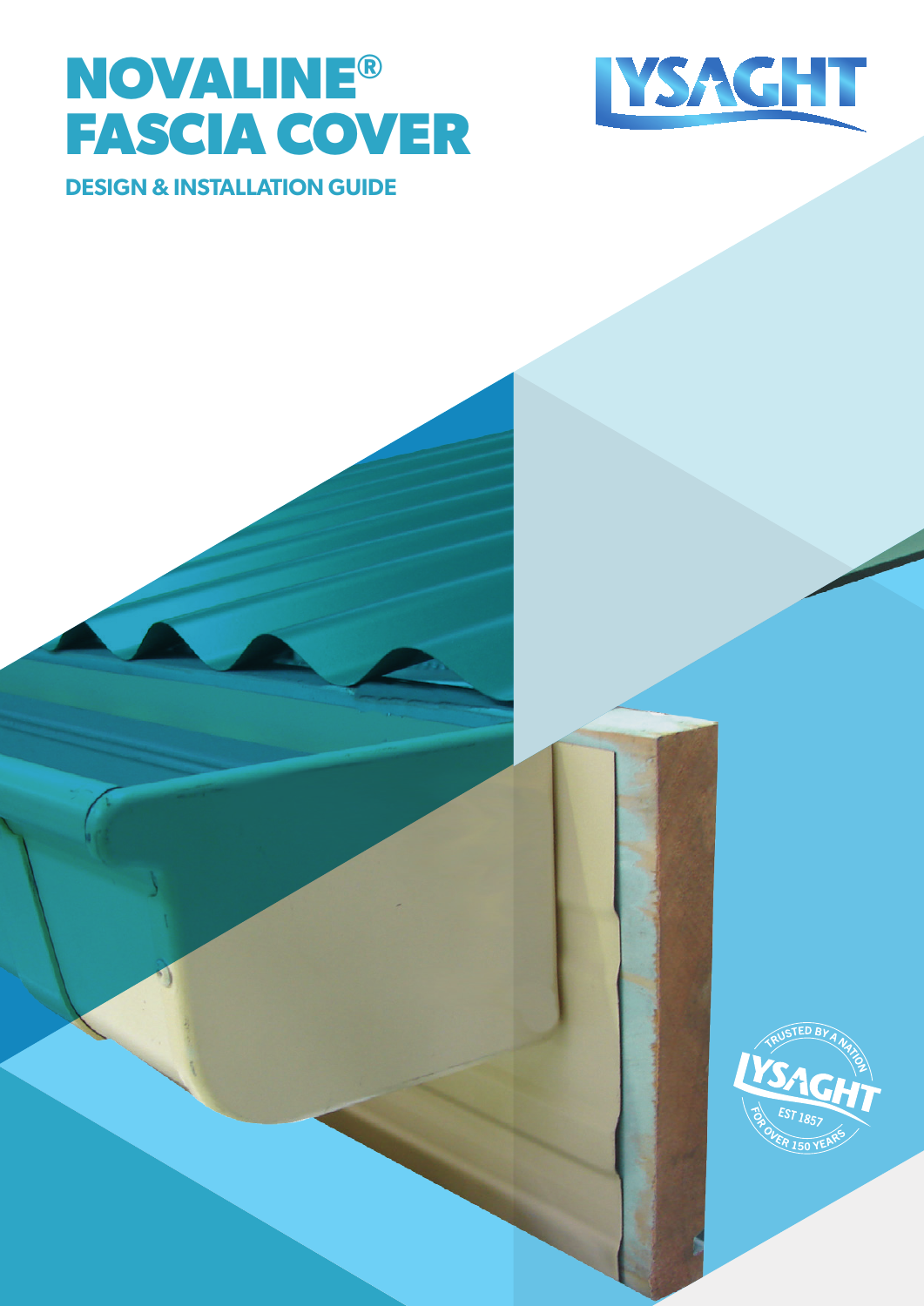# NOVALINE® FASCIA COVER

## DESIGN & INSTALLATION GUIDE

LYSAGHT

TRUSTED BY A NATION
LYSAGHT
EST 1857
FOR OVER 150 YEARS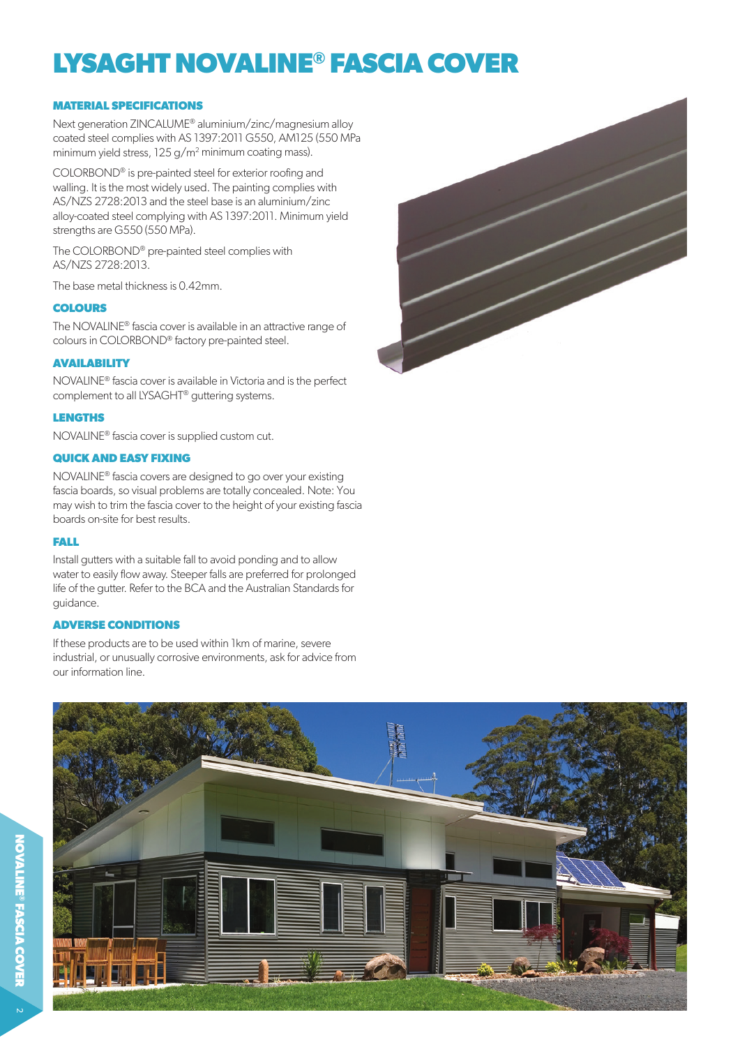# LYSAGHT NOVALINE® FASCIA COVER

### MATERIAL SPECIFICATIONS

Next generation ZINCALUME® aluminium/zinc/magnesium alloy coated steel complies with AS 1397:2011 G550, AM125 (550 MPa minimum yield stress, 125 g/m$^2$ minimum coating mass).

COLORBOND® is pre-painted steel for exterior roofing and walling. It is the most widely used. The painting complies with AS/NZS 2728:2013 and the steel base is an aluminium/zinc alloy-coated steel complying with AS 1397:2011. Minimum yield strengths are G550 (550 MPa).

The COLORBOND® pre-painted steel complies with AS/NZS 2728:2013.

The base metal thickness is 0.42mm.

### COLOURS

The NOVALINE® fascia cover is available in an attractive range of colours in COLORBOND® factory pre-painted steel.

### AVAILABILITY

NOVALINE® fascia cover is available in Victoria and is the perfect complement to all LYSAGHT® guttering systems.

### LENGTHS

NOVALINE® fascia cover is supplied custom cut.

### QUICK AND EASY FIXING

NOVALINE® fascia covers are designed to go over your existing fascia boards, so visual problems are totally concealed. Note: You may wish to trim the fascia cover to the height of your existing fascia boards on-site for best results.

### FALL

Install gutters with a suitable fall to avoid ponding and to allow water to easily flow away. Steeper falls are preferred for prolonged life of the gutter. Refer to the BCA and the Australian Standards for guidance.

### ADVERSE CONDITIONS

If these products are to be used within 1km of marine, severe industrial, or unusually corrosive environments, ask for advice from our information line.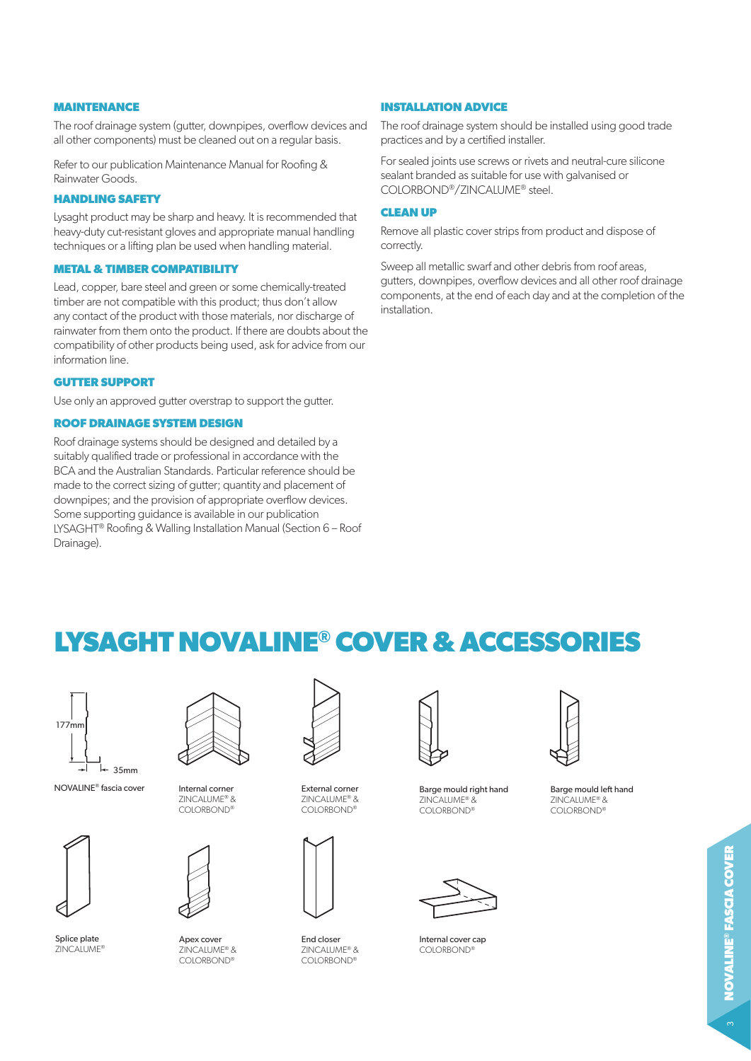### MAINTENANCE

The roof drainage system (gutter, downpipes, overflow devices and all other components) must be cleaned out on a regular basis.

Refer to our publication Maintenance Manual for Roofing & Rainwater Goods.

### HANDLING SAFETY

Lysaght product may be sharp and heavy. It is recommended that heavy-duty cut-resistant gloves and appropriate manual handling techniques or a lifting plan be used when handling material.

### METAL & TIMBER COMPATIBILITY

Lead, copper, bare steel and green or some chemically-treated timber are not compatible with this product; thus don't allow any contact of the product with those materials, nor discharge of rainwater from them onto the product. If there are doubts about the compatibility of other products being used, ask for advice from our information line.

### GUTTER SUPPORT

Use only an approved gutter overstrap to support the gutter.

### ROOF DRAINAGE SYSTEM DESIGN

Roof drainage systems should be designed and detailed by a suitably qualified trade or professional in accordance with the BCA and the Australian Standards. Particular reference should be made to the correct sizing of gutter; quantity and placement of downpipes; and the provision of appropriate overflow devices. Some supporting guidance is available in our publication LYSAGHT® Roofing & Walling Installation Manual (Section 6 – Roof Drainage).

### INSTALLATION ADVICE

The roof drainage system should be installed using good trade practices and by a certified installer.

For sealed joints use screws or rivets and neutral-cure silicone sealant branded as suitable for use with galvanised or COLORBOND®/ZINCALUME® steel.

### CLEAN UP

Remove all plastic cover strips from product and dispose of correctly.

Sweep all metallic swarf and other debris from roof areas, gutters, downpipes, overflow devices and all other roof drainage components, at the end of each day and at the completion of the installation.

# LYSAGHT NOVALINE® COVER & ACCESSORIES

177mm

35mm

NOVALINE® fascia cover

Internal corner
ZINCALUME® & COLORBOND®

External corner
ZINCALUME® & COLORBOND®

Barge mould right hand
ZINCALUME® & COLORBOND®

Barge mould left hand
ZINCALUME® & COLORBOND®

Splice plate
ZINCALUME®

Apex cover
ZINCALUME® & COLORBOND®

End closer
ZINCALUME® & COLORBOND®

Internal cover cap
COLORBOND®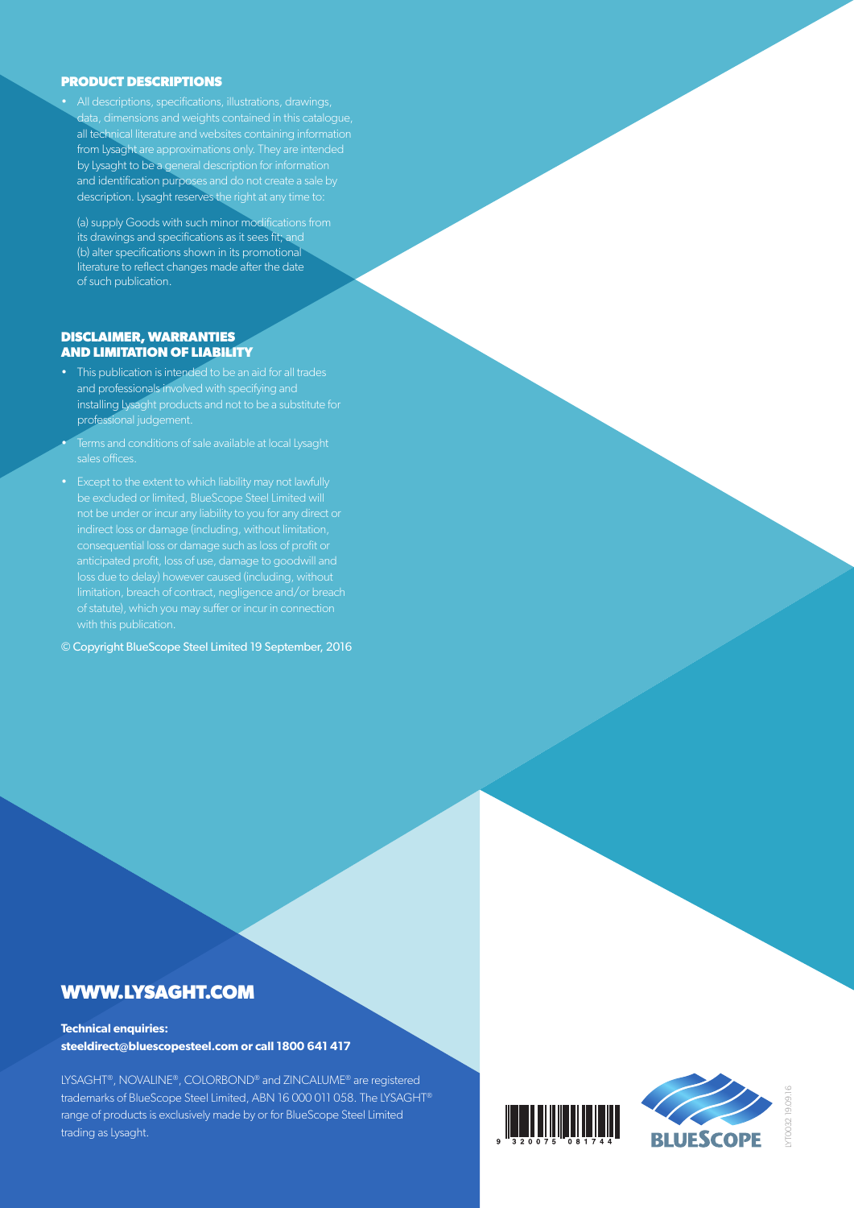## PRODUCT DESCRIPTIONS

- All descriptions, specifications, illustrations, drawings, data, dimensions and weights contained in this catalogue, all technical literature and websites containing information from Lysaght are approximations only. They are intended by Lysaght to be a general description for information and identification purposes and do not create a sale by description. Lysaght reserves the right at any time to:

  (a) supply Goods with such minor modifications from its drawings and specifications as it sees fit; and
  (b) alter specifications shown in its promotional literature to reflect changes made after the date of such publication.

## DISCLAIMER, WARRANTIES AND LIMITATION OF LIABILITY

- This publication is intended to be an aid for all trades and professionals involved with specifying and installing Lysaght products and not to be a substitute for professional judgement.
- Terms and conditions of sale available at local Lysaght sales offices.
- Except to the extent to which liability may not lawfully be excluded or limited, BlueScope Steel Limited will not be under or incur any liability to you for any direct or indirect loss or damage (including, without limitation, consequential loss or damage such as loss of profit or anticipated profit, loss of use, damage to goodwill and loss due to delay) however caused (including, without limitation, breach of contract, negligence and/or breach of statute), which you may suffer or incur in connection with this publication.

© Copyright BlueScope Steel Limited 19 September, 2016

## WWW.LYSAGHT.COM

**Technical enquiries:**
**steeldirect@bluescopesteel.com or call 1800 641 417**

LYSAGHT®, NOVALINE®, COLORBOND® and ZINCALUME® are registered trademarks of BlueScope Steel Limited, ABN 16 000 011 058. The LYSAGHT® range of products is exclusively made by or for BlueScope Steel Limited trading as Lysaght.

9 320075 081744

BLUESCOPE

LYT0032 19.09.16